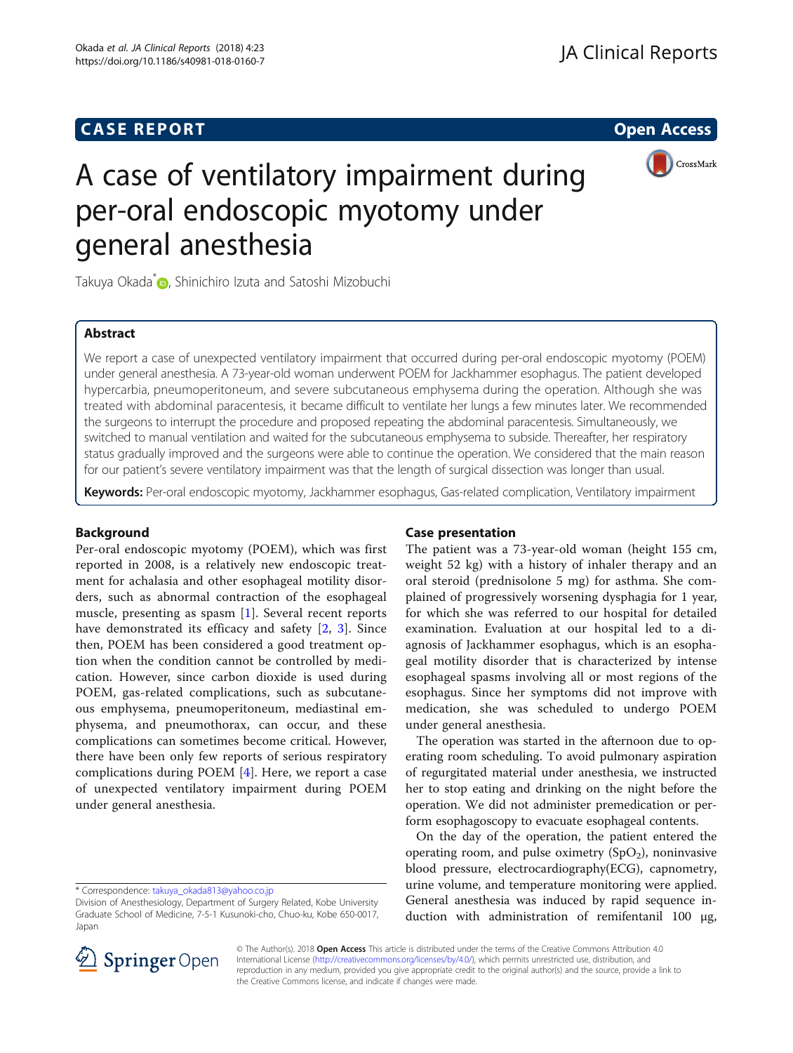CASE REPORT

Open Access

# A case of ventilatory impairment during per-oral endoscopic myotomy under general anesthesia

Takuya Okada*, Shinichiro Izuta and Satoshi Mizobuchi

## Abstract

We report a case of unexpected ventilatory impairment that occurred during per-oral endoscopic myotomy (POEM) under general anesthesia. A 73-year-old woman underwent POEM for Jackhammer esophagus. The patient developed hypercarbia, pneumoperitoneum, and severe subcutaneous emphysema during the operation. Although she was treated with abdominal paracentesis, it became difficult to ventilate her lungs a few minutes later. We recommended the surgeons to interrupt the procedure and proposed repeating the abdominal paracentesis. Simultaneously, we switched to manual ventilation and waited for the subcutaneous emphysema to subside. Thereafter, her respiratory status gradually improved and the surgeons were able to continue the operation. We considered that the main reason for our patient's severe ventilatory impairment was that the length of surgical dissection was longer than usual.

**Keywords:** Per-oral endoscopic myotomy, Jackhammer esophagus, Gas-related complication, Ventilatory impairment

## Background

Per-oral endoscopic myotomy (POEM), which was first reported in 2008, is a relatively new endoscopic treatment for achalasia and other esophageal motility disorders, such as abnormal contraction of the esophageal muscle, presenting as spasm [1]. Several recent reports have demonstrated its efficacy and safety [2, 3]. Since then, POEM has been considered a good treatment option when the condition cannot be controlled by medication. However, since carbon dioxide is used during POEM, gas-related complications, such as subcutaneous emphysema, pneumoperitoneum, mediastinal emphysema, and pneumothorax, can occur, and these complications can sometimes become critical. However, there have been only few reports of serious respiratory complications during POEM [4]. Here, we report a case of unexpected ventilatory impairment during POEM under general anesthesia.

## Case presentation

The patient was a 73-year-old woman (height 155 cm, weight 52 kg) with a history of inhaler therapy and an oral steroid (prednisolone 5 mg) for asthma. She complained of progressively worsening dysphagia for 1 year, for which she was referred to our hospital for detailed examination. Evaluation at our hospital led to a diagnosis of Jackhammer esophagus, which is an esophageal motility disorder that is characterized by intense esophageal spasms involving all or most regions of the esophagus. Since her symptoms did not improve with medication, she was scheduled to undergo POEM under general anesthesia.

The operation was started in the afternoon due to operating room scheduling. To avoid pulmonary aspiration of regurgitated material under anesthesia, we instructed her to stop eating and drinking on the night before the operation. We did not administer premedication or perform esophagoscopy to evacuate esophageal contents.

On the day of the operation, the patient entered the operating room, and pulse oximetry ($SpO_2$), noninvasive blood pressure, electrocardiography(ECG), capnometry, urine volume, and temperature monitoring were applied. General anesthesia was induced by rapid sequence induction with administration of remifentanil 100 μg,

\* Correspondence: takuya_okada813@yahoo.co.jp
Division of Anesthesiology, Department of Surgery Related, Kobe University Graduate School of Medicine, 7-5-1 Kusunoki-cho, Chuo-ku, Kobe 650-0017, Japan

© The Author(s). 2018 **Open Access** This article is distributed under the terms of the Creative Commons Attribution 4.0 International License (http://creativecommons.org/licenses/by/4.0/), which permits unrestricted use, distribution, and reproduction in any medium, provided you give appropriate credit to the original author(s) and the source, provide a link to the Creative Commons license, and indicate if changes were made.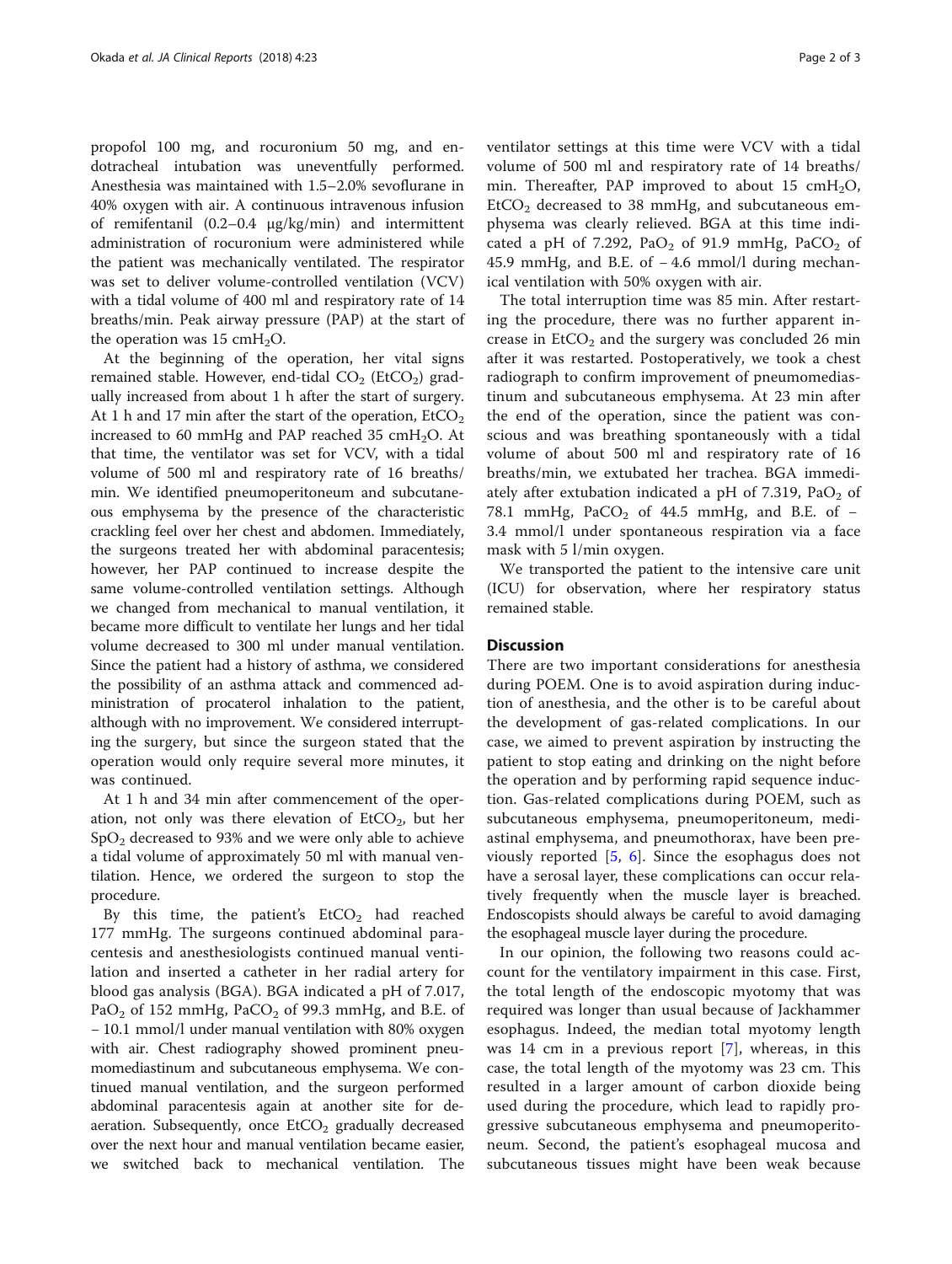propofol 100 mg, and rocuronium 50 mg, and endotracheal intubation was uneventfully performed. Anesthesia was maintained with 1.5–2.0% sevoflurane in 40% oxygen with air. A continuous intravenous infusion of remifentanil (0.2–0.4 μg/kg/min) and intermittent administration of rocuronium were administered while the patient was mechanically ventilated. The respirator was set to deliver volume-controlled ventilation (VCV) with a tidal volume of 400 ml and respiratory rate of 14 breaths/min. Peak airway pressure (PAP) at the start of the operation was 15 $cmH_2O$.

At the beginning of the operation, her vital signs remained stable. However, end-tidal $CO_2$ ($EtCO_2$) gradually increased from about 1 h after the start of surgery. At 1 h and 17 min after the start of the operation, $EtCO_2$ increased to 60 mmHg and PAP reached 35 $cmH_2O$. At that time, the ventilator was set for VCV, with a tidal volume of 500 ml and respiratory rate of 16 breaths/min. We identified pneumoperitoneum and subcutaneous emphysema by the presence of the characteristic crackling feel over her chest and abdomen. Immediately, the surgeons treated her with abdominal paracentesis; however, her PAP continued to increase despite the same volume-controlled ventilation settings. Although we changed from mechanical to manual ventilation, it became more difficult to ventilate her lungs and her tidal volume decreased to 300 ml under manual ventilation. Since the patient had a history of asthma, we considered the possibility of an asthma attack and commenced administration of procaterol inhalation to the patient, although with no improvement. We considered interrupting the surgery, but since the surgeon stated that the operation would only require several more minutes, it was continued.

At 1 h and 34 min after commencement of the operation, not only was there elevation of $EtCO_2$, but her $SpO_2$ decreased to 93% and we were only able to achieve a tidal volume of approximately 50 ml with manual ventilation. Hence, we ordered the surgeon to stop the procedure.

By this time, the patient's $EtCO_2$ had reached 177 mmHg. The surgeons continued abdominal paracentesis and anesthesiologists continued manual ventilation and inserted a catheter in her radial artery for blood gas analysis (BGA). BGA indicated a pH of 7.017, $PaO_2$ of 152 mmHg, $PaCO_2$ of 99.3 mmHg, and B.E. of − 10.1 mmol/l under manual ventilation with 80% oxygen with air. Chest radiography showed prominent pneumomediastinum and subcutaneous emphysema. We continued manual ventilation, and the surgeon performed abdominal paracentesis again at another site for deaeration. Subsequently, once $EtCO_2$ gradually decreased over the next hour and manual ventilation became easier, we switched back to mechanical ventilation. The ventilator settings at this time were VCV with a tidal volume of 500 ml and respiratory rate of 14 breaths/min. Thereafter, PAP improved to about 15 $cmH_2O$, $EtCO_2$ decreased to 38 mmHg, and subcutaneous emphysema was clearly relieved. BGA at this time indicated a pH of 7.292, $PaO_2$ of 91.9 mmHg, $PaCO_2$ of 45.9 mmHg, and B.E. of − 4.6 mmol/l during mechanical ventilation with 50% oxygen with air.

The total interruption time was 85 min. After restarting the procedure, there was no further apparent increase in $EtCO_2$ and the surgery was concluded 26 min after it was restarted. Postoperatively, we took a chest radiograph to confirm improvement of pneumomediastinum and subcutaneous emphysema. At 23 min after the end of the operation, since the patient was conscious and was breathing spontaneously with a tidal volume of about 500 ml and respiratory rate of 16 breaths/min, we extubated her trachea. BGA immediately after extubation indicated a pH of 7.319, $PaO_2$ of 78.1 mmHg, $PaCO_2$ of 44.5 mmHg, and B.E. of − 3.4 mmol/l under spontaneous respiration via a face mask with 5 l/min oxygen.

We transported the patient to the intensive care unit (ICU) for observation, where her respiratory status remained stable.

## Discussion

There are two important considerations for anesthesia during POEM. One is to avoid aspiration during induction of anesthesia, and the other is to be careful about the development of gas-related complications. In our case, we aimed to prevent aspiration by instructing the patient to stop eating and drinking on the night before the operation and by performing rapid sequence induction. Gas-related complications during POEM, such as subcutaneous emphysema, pneumoperitoneum, mediastinal emphysema, and pneumothorax, have been previously reported [5, 6]. Since the esophagus does not have a serosal layer, these complications can occur relatively frequently when the muscle layer is breached. Endoscopists should always be careful to avoid damaging the esophageal muscle layer during the procedure.

In our opinion, the following two reasons could account for the ventilatory impairment in this case. First, the total length of the endoscopic myotomy that was required was longer than usual because of Jackhammer esophagus. Indeed, the median total myotomy length was 14 cm in a previous report [7], whereas, in this case, the total length of the myotomy was 23 cm. This resulted in a larger amount of carbon dioxide being used during the procedure, which lead to rapidly progressive subcutaneous emphysema and pneumoperitoneum. Second, the patient's esophageal mucosa and subcutaneous tissues might have been weak because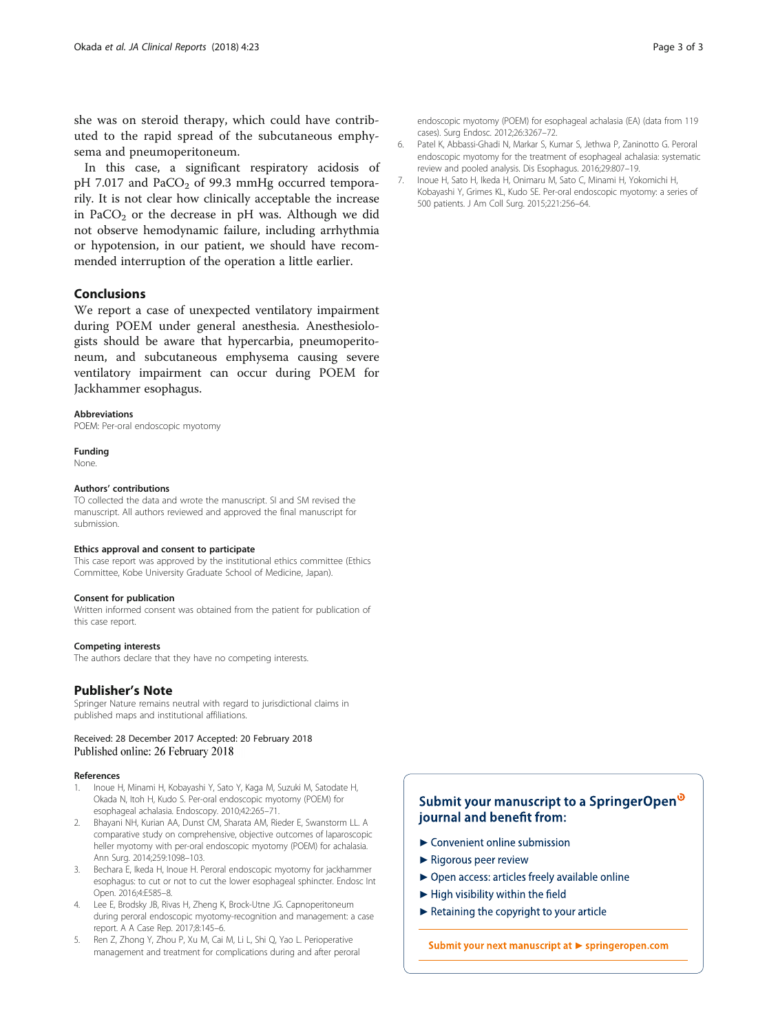she was on steroid therapy, which could have contributed to the rapid spread of the subcutaneous emphysema and pneumoperitoneum.

In this case, a significant respiratory acidosis of pH 7.017 and $PaCO_2$ of 99.3 mmHg occurred temporarily. It is not clear how clinically acceptable the increase in $PaCO_2$ or the decrease in pH was. Although we did not observe hemodynamic failure, including arrhythmia or hypotension, in our patient, we should have recommended interruption of the operation a little earlier.

## Conclusions

We report a case of unexpected ventilatory impairment during POEM under general anesthesia. Anesthesiologists should be aware that hypercarbia, pneumoperitoneum, and subcutaneous emphysema causing severe ventilatory impairment can occur during POEM for Jackhammer esophagus.

### Abbreviations

POEM: Per-oral endoscopic myotomy

### Funding

None.

### Authors' contributions

TO collected the data and wrote the manuscript. SI and SM revised the manuscript. All authors reviewed and approved the final manuscript for submission.

### Ethics approval and consent to participate

This case report was approved by the institutional ethics committee (Ethics Committee, Kobe University Graduate School of Medicine, Japan).

### Consent for publication

Written informed consent was obtained from the patient for publication of this case report.

### Competing interests

The authors declare that they have no competing interests.

## Publisher's Note

Springer Nature remains neutral with regard to jurisdictional claims in published maps and institutional affiliations.

Received: 28 December 2017 Accepted: 20 February 2018
Published online: 26 February 2018

### References

1. Inoue H, Minami H, Kobayashi Y, Sato Y, Kaga M, Suzuki M, Satodate H, Okada N, Itoh H, Kudo S. Per-oral endoscopic myotomy (POEM) for esophageal achalasia. Endoscopy. 2010;42:265–71.
2. Bhayani NH, Kurian AA, Dunst CM, Sharata AM, Rieder E, Swanstorm LL. A comparative study on comprehensive, objective outcomes of laparoscopic heller myotomy with per-oral endoscopic myotomy (POEM) for achalasia. Ann Surg. 2014;259:1098–103.
3. Bechara E, Ikeda H, Inoue H. Peroral endoscopic myotomy for jackhammer esophagus: to cut or not to cut the lower esophageal sphincter. Endosc Int Open. 2016;4:E585–8.
4. Lee E, Brodsky JB, Rivas H, Zheng K, Brock-Utne JG. Capnoperitoneum during peroral endoscopic myotomy-recognition and management: a case report. A A Case Rep. 2017;8:145–6.
5. Ren Z, Zhong Y, Zhou P, Xu M, Cai M, Li L, Shi Q, Yao L. Perioperative management and treatment for complications during and after peroral endoscopic myotomy (POEM) for esophageal achalasia (EA) (data from 119 cases). Surg Endosc. 2012;26:3267–72.
6. Patel K, Abbassi-Ghadi N, Markar S, Kumar S, Jethwa P, Zaninotto G. Peroral endoscopic myotomy for the treatment of esophageal achalasia: systematic review and pooled analysis. Dis Esophagus. 2016;29:807–19.
7. Inoue H, Sato H, Ikeda H, Onimaru M, Sato C, Minami H, Yokomichi H, Kobayashi Y, Grimes KL, Kudo SE. Per-oral endoscopic myotomy: a series of 500 patients. J Am Coll Surg. 2015;221:256–64.